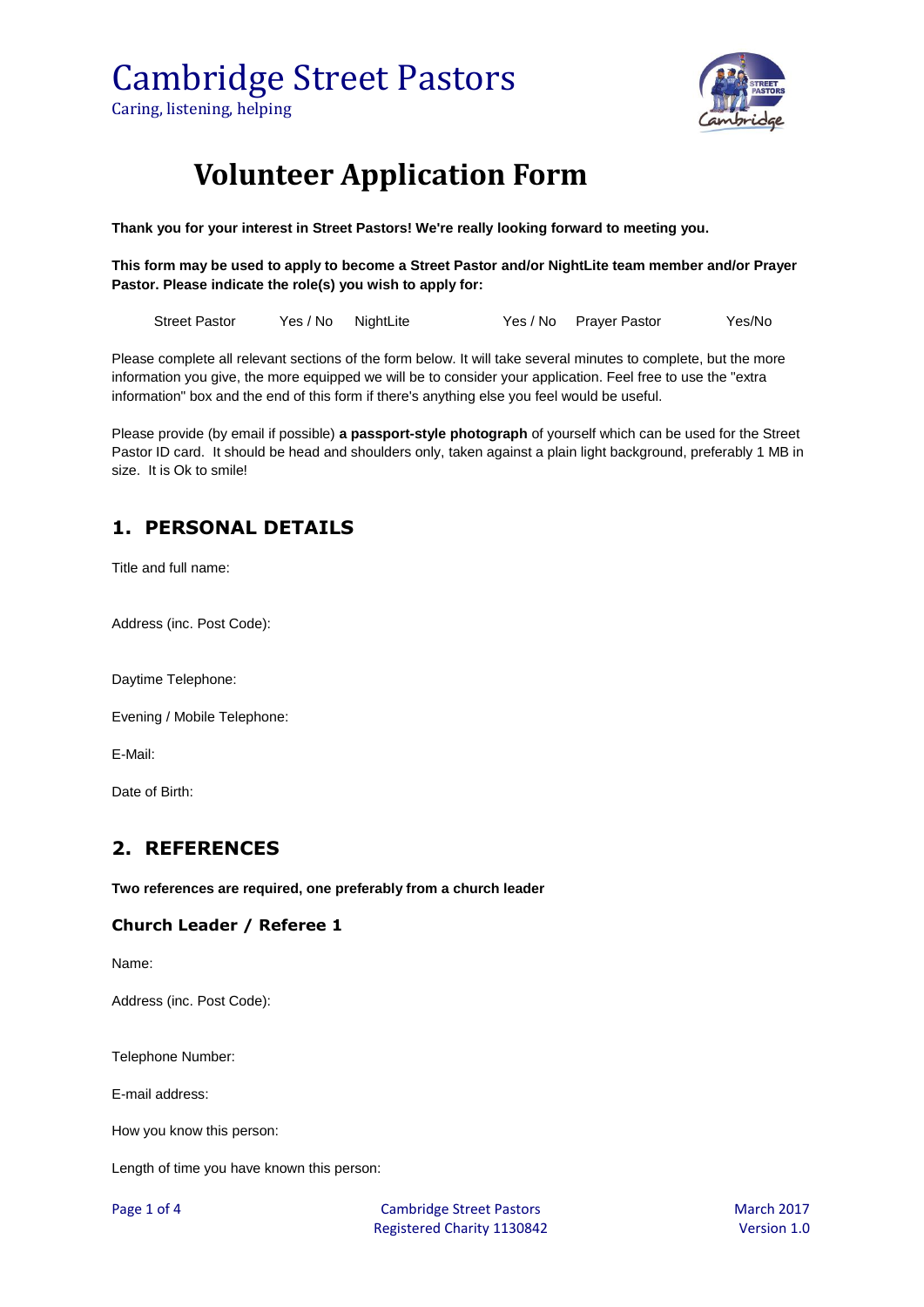# Cambridge Street Pastors

Caring, listening, helping

# Volunteer Application Form

**Thank you for your interest in Street Pastors! We're really looking forward to meeting you.**

**This form may be used to apply to become a Street Pastor and/or NightLite team member and/or Prayer Pastor. Please indicate the role(s) you wish to apply for:**

Street Pastor Yes / No NightLite Yes / No Prayer Pastor Yes/No

Please complete all relevant sections of the form below. It will take several minutes to complete, but the more information you give, the more equipped we will be to consider your application. Feel free to use the "extra information" box and the end of this form if there's anything else you feel would be useful.

Please provide (by email if possible) **a passport-style photograph** of yourself which can be used for the Street Pastor ID card. It should be head and shoulders only, taken against a plain light background, preferably 1 MB in size. It is Ok to smile!

## 1. PERSONAL DETAILS

Title and full name:

Address (inc. Post Code):

Daytime Telephone:

Evening / Mobile Telephone:

E-Mail:

Date of Birth:

## 2. REFERENCES

**Two references are required, one preferably from a church leader**

### Church Leader / Referee 1

Name:

Address (inc. Post Code):

Telephone Number:

E-mail address:

How you know this person:

Length of time you have known this person:

Cambridge Street Pastors
Registered Charity 1130842

March 2017
Version 1.0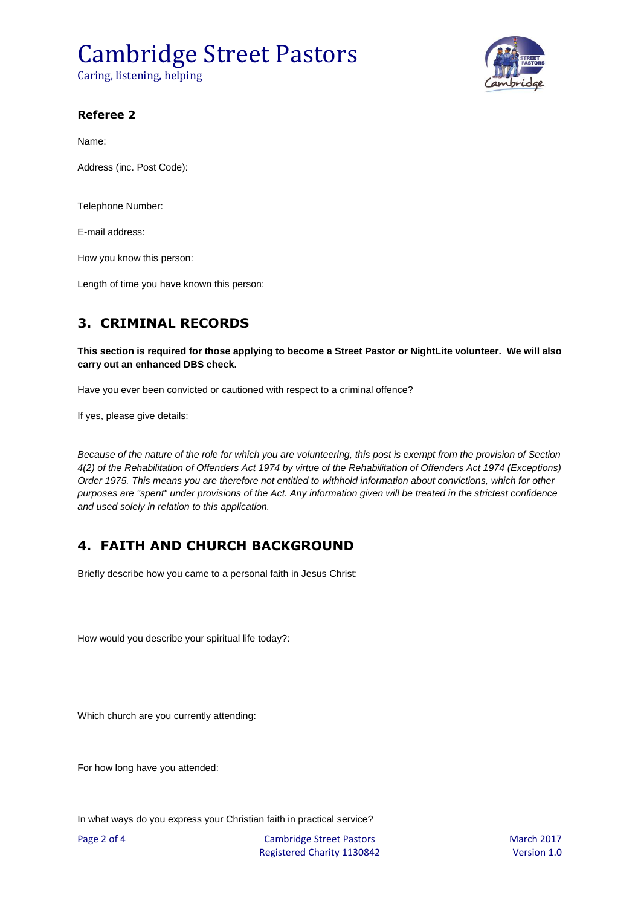### Referee 2

Name:

Address (inc. Post Code):

Telephone Number:

E-mail address:

How you know this person:

Length of time you have known this person:

## 3. CRIMINAL RECORDS

**This section is required for those applying to become a Street Pastor or NightLite volunteer. We will also carry out an enhanced DBS check.**

Have you ever been convicted or cautioned with respect to a criminal offence?

If yes, please give details:

*Because of the nature of the role for which you are volunteering, this post is exempt from the provision of Section 4(2) of the Rehabilitation of Offenders Act 1974 by virtue of the Rehabilitation of Offenders Act 1974 (Exceptions) Order 1975. This means you are therefore not entitled to withhold information about convictions, which for other purposes are "spent" under provisions of the Act. Any information given will be treated in the strictest confidence and used solely in relation to this application.*

## 4. FAITH AND CHURCH BACKGROUND

Briefly describe how you came to a personal faith in Jesus Christ:

How would you describe your spiritual life today?:

Which church are you currently attending:

For how long have you attended:

In what ways do you express your Christian faith in practical service?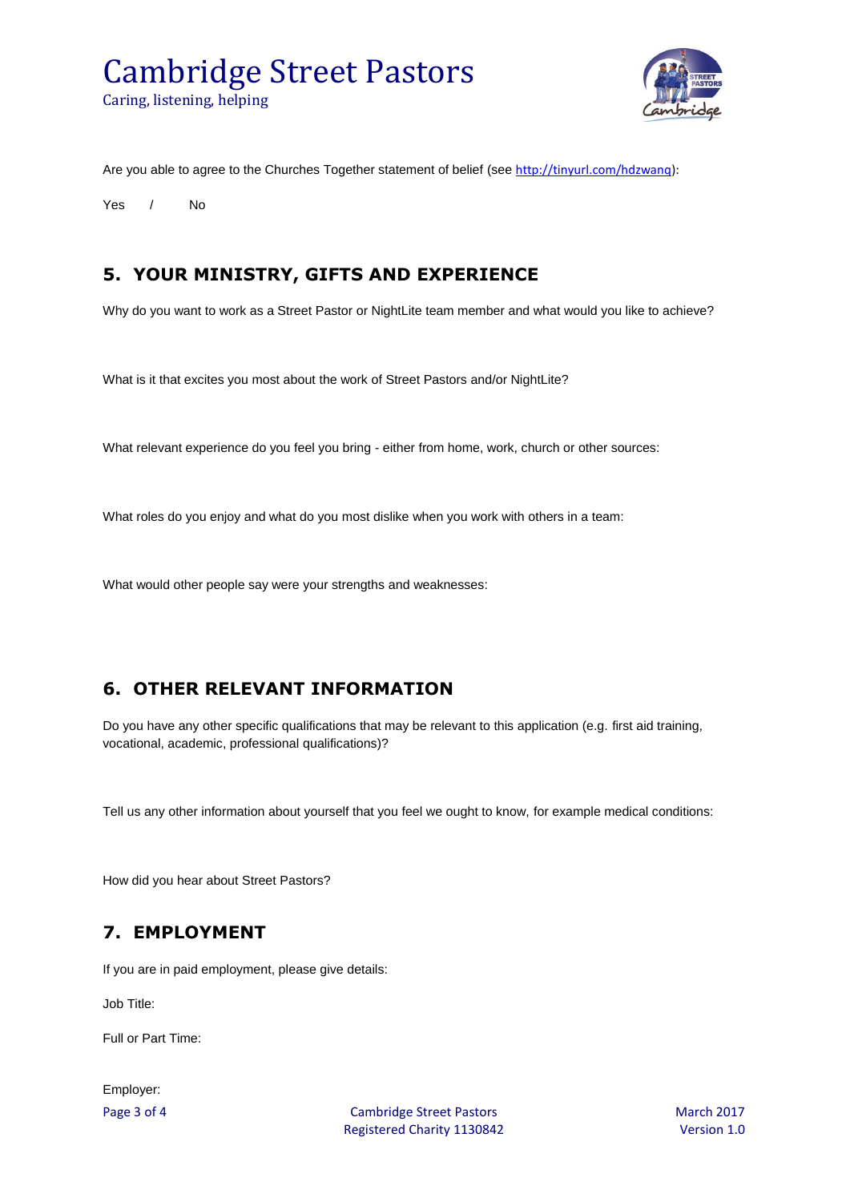Are you able to agree to the Churches Together statement of belief (see http://tinyurl.com/hdzwanq):

Yes / No

## 5. YOUR MINISTRY, GIFTS AND EXPERIENCE

Why do you want to work as a Street Pastor or NightLite team member and what would you like to achieve?

What is it that excites you most about the work of Street Pastors and/or NightLite?

What relevant experience do you feel you bring - either from home, work, church or other sources:

What roles do you enjoy and what do you most dislike when you work with others in a team:

What would other people say were your strengths and weaknesses:

## 6. OTHER RELEVANT INFORMATION

Do you have any other specific qualifications that may be relevant to this application (e.g. first aid training, vocational, academic, professional qualifications)?

Tell us any other information about yourself that you feel we ought to know, for example medical conditions:

How did you hear about Street Pastors?

## 7. EMPLOYMENT

If you are in paid employment, please give details:

Job Title:

Full or Part Time:

Employer: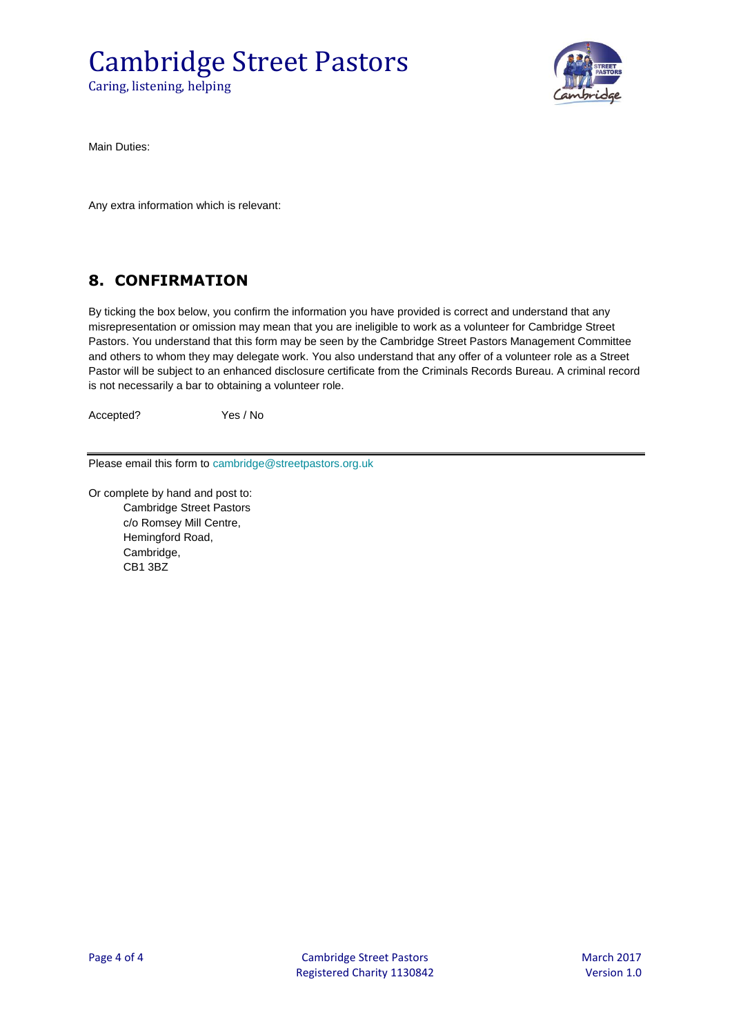Main Duties:

Any extra information which is relevant:

## 8. CONFIRMATION

By ticking the box below, you confirm the information you have provided is correct and understand that any misrepresentation or omission may mean that you are ineligible to work as a volunteer for Cambridge Street Pastors. You understand that this form may be seen by the Cambridge Street Pastors Management Committee and others to whom they may delegate work. You also understand that any offer of a volunteer role as a Street Pastor will be subject to an enhanced disclosure certificate from the Criminals Records Bureau. A criminal record is not necessarily a bar to obtaining a volunteer role.

Accepted? Yes / No

---

Please email this form to cambridge@streetpastors.org.uk

Or complete by hand and post to:

Cambridge Street Pastors  
c/o Romsey Mill Centre,  
Hemingford Road,  
Cambridge,  
CB1 3BZ